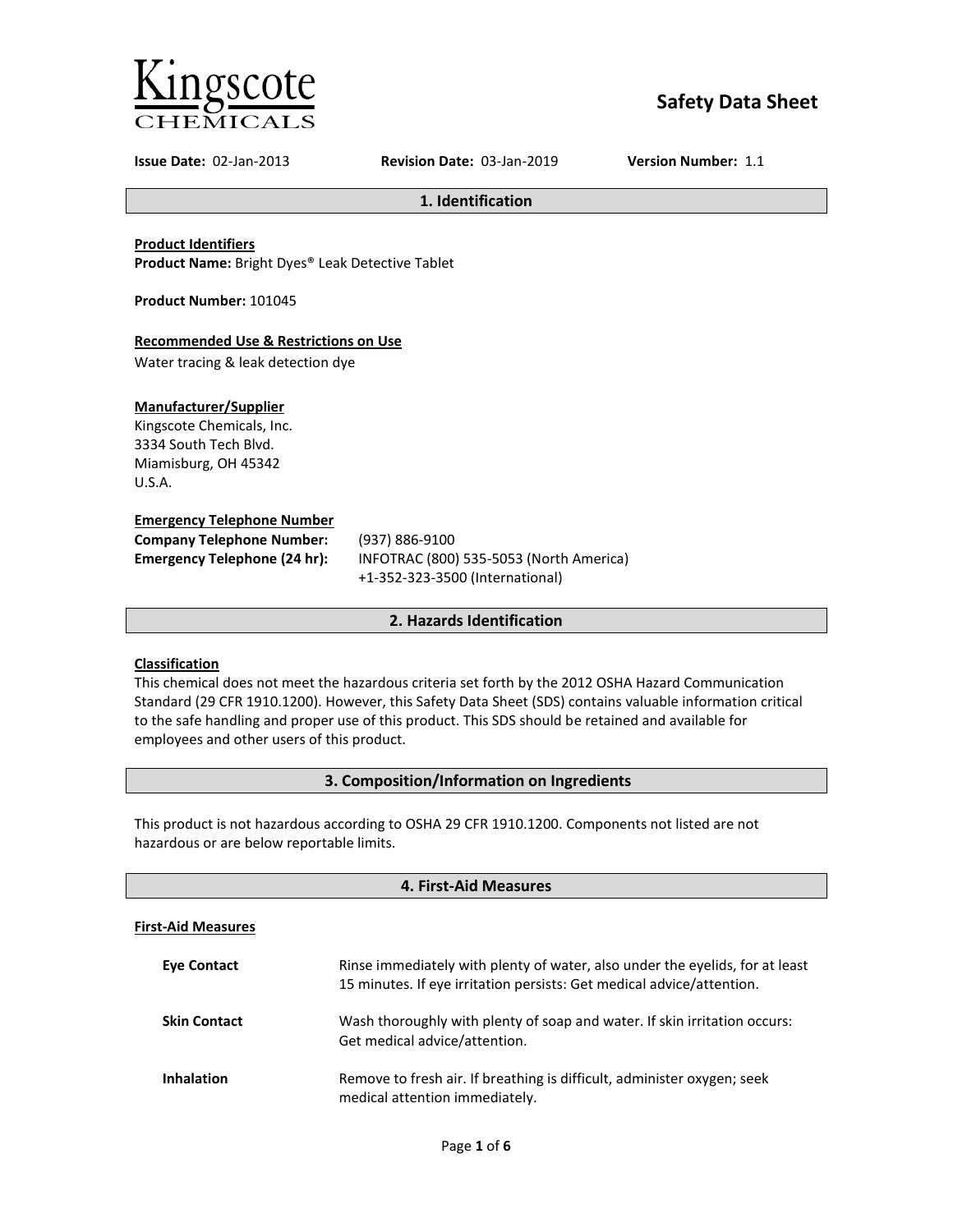Kingscote
CHEMICALS

# Safety Data Sheet

**Issue Date:** 02-Jan-2013 **Revision Date:** 03-Jan-2019 **Version Number:** 1.1

## 1. Identification

**Product Identifiers**
**Product Name:** Bright Dyes® Leak Detective Tablet

**Product Number:** 101045

**Recommended Use & Restrictions on Use**
Water tracing & leak detection dye

**Manufacturer/Supplier**
Kingscote Chemicals, Inc.
3334 South Tech Blvd.
Miamisburg, OH 45342
U.S.A.

**Emergency Telephone Number**

| | |
|---|---|
| **Company Telephone Number:** | (937) 886-9100 |
| **Emergency Telephone (24 hr):** | INFOTRAC (800) 535-5053 (North America)<br>+1-352-323-3500 (International) |

## 2. Hazards Identification

**Classification**
This chemical does not meet the hazardous criteria set forth by the 2012 OSHA Hazard Communication Standard (29 CFR 1910.1200). However, this Safety Data Sheet (SDS) contains valuable information critical to the safe handling and proper use of this product. This SDS should be retained and available for employees and other users of this product.

## 3. Composition/Information on Ingredients

This product is not hazardous according to OSHA 29 CFR 1910.1200. Components not listed are not hazardous or are below reportable limits.

## 4. First-Aid Measures

**First-Aid Measures**

| | |
|---|---|
| **Eye Contact** | Rinse immediately with plenty of water, also under the eyelids, for at least 15 minutes. If eye irritation persists: Get medical advice/attention. |
| **Skin Contact** | Wash thoroughly with plenty of soap and water. If skin irritation occurs: Get medical advice/attention. |
| **Inhalation** | Remove to fresh air. If breathing is difficult, administer oxygen; seek medical attention immediately. |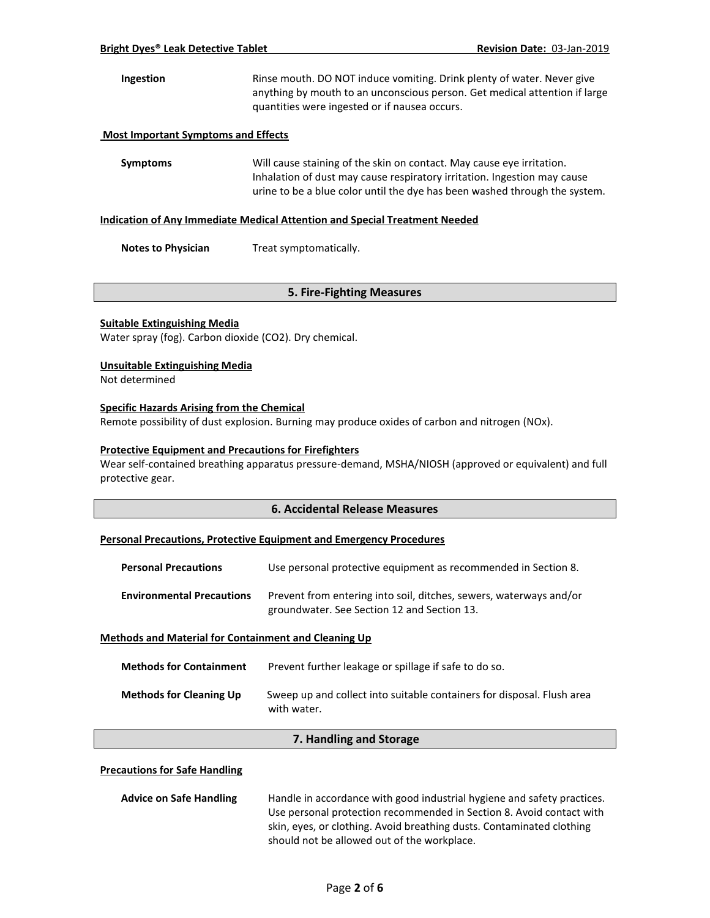| | |
|---|---|
| **Ingestion** | Rinse mouth. DO NOT induce vomiting. Drink plenty of water. Never give anything by mouth to an unconscious person. Get medical attention if large quantities were ingested or if nausea occurs. |

**Most Important Symptoms and Effects**

| | |
|---|---|
| **Symptoms** | Will cause staining of the skin on contact. May cause eye irritation. Inhalation of dust may cause respiratory irritation. Ingestion may cause urine to be a blue color until the dye has been washed through the system. |

**Indication of Any Immediate Medical Attention and Special Treatment Needed**

| | |
|---|---|
| **Notes to Physician** | Treat symptomatically. |

## 5. Fire-Fighting Measures

**Suitable Extinguishing Media**

Water spray (fog). Carbon dioxide ($CO_2$). Dry chemical.

**Unsuitable Extinguishing Media**

Not determined

**Specific Hazards Arising from the Chemical**

Remote possibility of dust explosion. Burning may produce oxides of carbon and nitrogen ($NO_x$).

**Protective Equipment and Precautions for Firefighters**

Wear self-contained breathing apparatus pressure-demand, MSHA/NIOSH (approved or equivalent) and full protective gear.

## 6. Accidental Release Measures

**Personal Precautions, Protective Equipment and Emergency Procedures**

| | |
|---|---|
| **Personal Precautions** | Use personal protective equipment as recommended in Section 8. |
| **Environmental Precautions** | Prevent from entering into soil, ditches, sewers, waterways and/or groundwater. See Section 12 and Section 13. |

**Methods and Material for Containment and Cleaning Up**

| | |
|---|---|
| **Methods for Containment** | Prevent further leakage or spillage if safe to do so. |
| **Methods for Cleaning Up** | Sweep up and collect into suitable containers for disposal. Flush area with water. |

## 7. Handling and Storage

**Precautions for Safe Handling**

| | |
|---|---|
| **Advice on Safe Handling** | Handle in accordance with good industrial hygiene and safety practices. Use personal protection recommended in Section 8. Avoid contact with skin, eyes, or clothing. Avoid breathing dusts. Contaminated clothing should not be allowed out of the workplace. |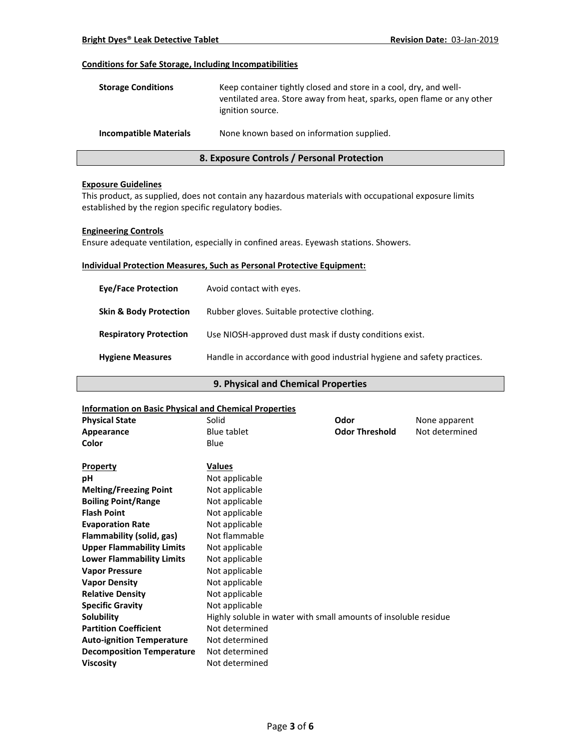#### Conditions for Safe Storage, Including Incompatibilities

| | |
|---|---|
| **Storage Conditions** | Keep container tightly closed and store in a cool, dry, and well-ventilated area. Store away from heat, sparks, open flame or any other ignition source. |
| **Incompatible Materials** | None known based on information supplied. |

## 8. Exposure Controls / Personal Protection

#### Exposure Guidelines

This product, as supplied, does not contain any hazardous materials with occupational exposure limits established by the region specific regulatory bodies.

#### Engineering Controls

Ensure adequate ventilation, especially in confined areas. Eyewash stations. Showers.

#### Individual Protection Measures, Such as Personal Protective Equipment:

| | |
|---|---|
| **Eye/Face Protection** | Avoid contact with eyes. |
| **Skin & Body Protection** | Rubber gloves. Suitable protective clothing. |
| **Respiratory Protection** | Use NIOSH-approved dust mask if dusty conditions exist. |
| **Hygiene Measures** | Handle in accordance with good industrial hygiene and safety practices. |

## 9. Physical and Chemical Properties

#### Information on Basic Physical and Chemical Properties

| | | | |
|---|---|---|---|
| **Physical State** | Solid | **Odor** | None apparent |
| **Appearance** | Blue tablet | **Odor Threshold** | Not determined |
| **Color** | Blue | | |

| **Property** | **Values** |
|---|---|
| **pH** | Not applicable |
| **Melting/Freezing Point** | Not applicable |
| **Boiling Point/Range** | Not applicable |
| **Flash Point** | Not applicable |
| **Evaporation Rate** | Not applicable |
| **Flammability (solid, gas)** | Not flammable |
| **Upper Flammability Limits** | Not applicable |
| **Lower Flammability Limits** | Not applicable |
| **Vapor Pressure** | Not applicable |
| **Vapor Density** | Not applicable |
| **Relative Density** | Not applicable |
| **Specific Gravity** | Not applicable |
| **Solubility** | Highly soluble in water with small amounts of insoluble residue |
| **Partition Coefficient** | Not determined |
| **Auto-ignition Temperature** | Not determined |
| **Decomposition Temperature** | Not determined |
| **Viscosity** | Not determined |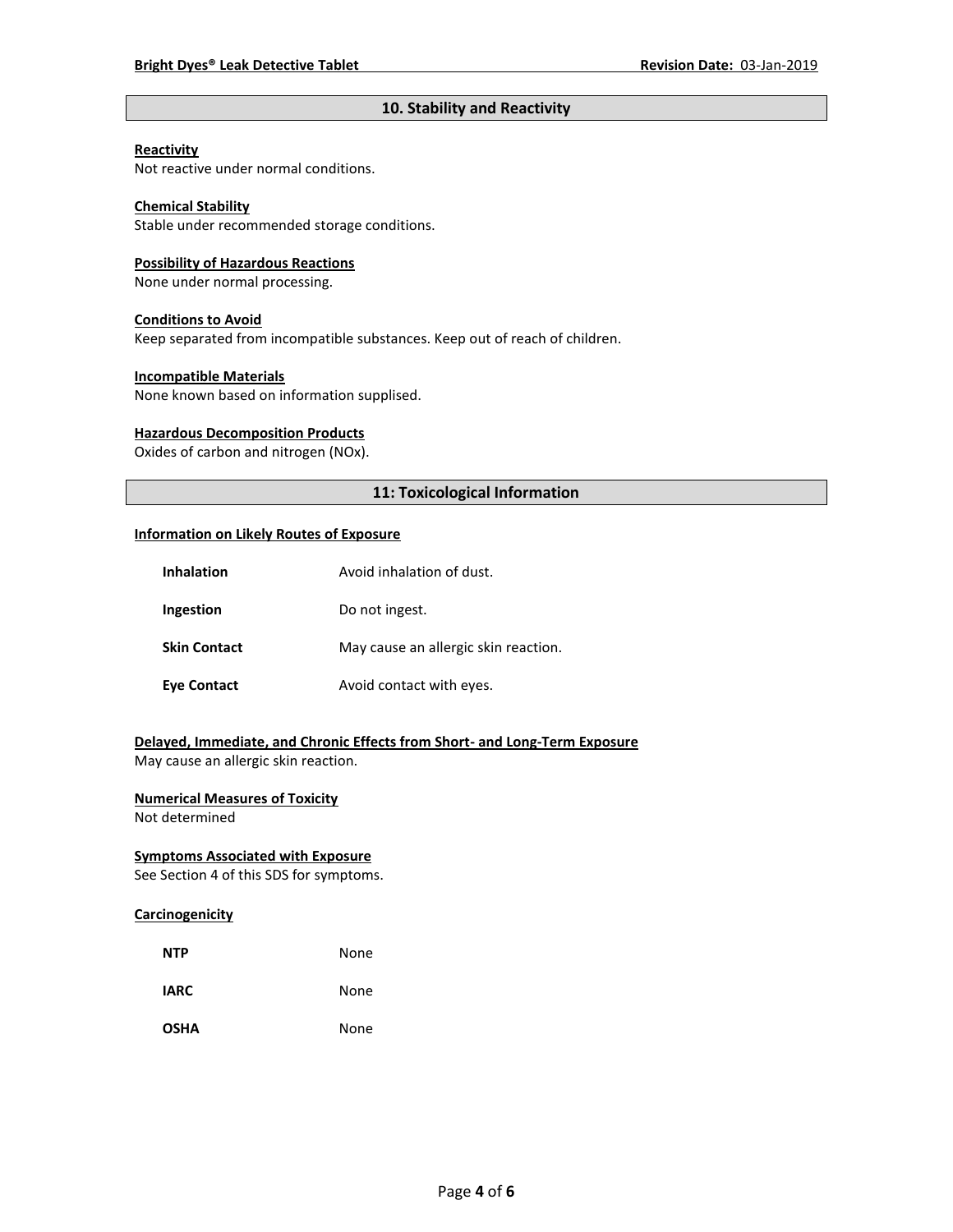## 10. Stability and Reactivity

**Reactivity**
Not reactive under normal conditions.

**Chemical Stability**
Stable under recommended storage conditions.

**Possibility of Hazardous Reactions**
None under normal processing.

**Conditions to Avoid**
Keep separated from incompatible substances. Keep out of reach of children.

**Incompatible Materials**
None known based on information supplised.

**Hazardous Decomposition Products**
Oxides of carbon and nitrogen (NOx).

## 11: Toxicological Information

**Information on Likely Routes of Exposure**

| | |
|---|---|
| **Inhalation** | Avoid inhalation of dust. |
| **Ingestion** | Do not ingest. |
| **Skin Contact** | May cause an allergic skin reaction. |
| **Eye Contact** | Avoid contact with eyes. |

**Delayed, Immediate, and Chronic Effects from Short- and Long-Term Exposure**
May cause an allergic skin reaction.

**Numerical Measures of Toxicity**
Not determined

**Symptoms Associated with Exposure**
See Section 4 of this SDS for symptoms.

**Carcinogenicity**

| | |
|---|---|
| **NTP** | None |
| **IARC** | None |
| **OSHA** | None |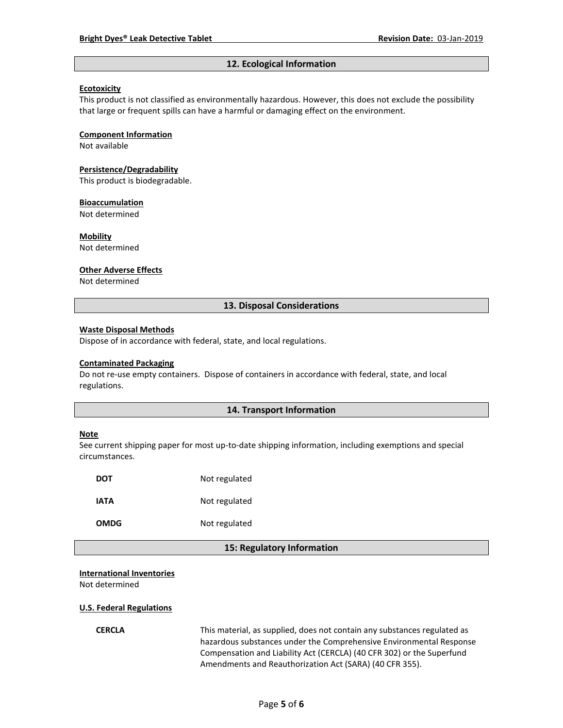## 12. Ecological Information

**Ecotoxicity**

This product is not classified as environmentally hazardous. However, this does not exclude the possibility that large or frequent spills can have a harmful or damaging effect on the environment.

**Component Information**

Not available

**Persistence/Degradability**

This product is biodegradable.

**Bioaccumulation**

Not determined

**Mobility**

Not determined

**Other Adverse Effects**

Not determined

## 13. Disposal Considerations

**Waste Disposal Methods**

Dispose of in accordance with federal, state, and local regulations.

**Contaminated Packaging**

Do not re-use empty containers. Dispose of containers in accordance with federal, state, and local regulations.

## 14. Transport Information

**Note**

See current shipping paper for most up-to-date shipping information, including exemptions and special circumstances.

| | |
|---|---|
| **DOT** | Not regulated |
| **IATA** | Not regulated |
| **OMDG** | Not regulated |

## 15: Regulatory Information

**International Inventories**

Not determined

**U.S. Federal Regulations**

| | |
|---|---|
| **CERCLA** | This material, as supplied, does not contain any substances regulated as hazardous substances under the Comprehensive Environmental Response Compensation and Liability Act (CERCLA) (40 CFR 302) or the Superfund Amendments and Reauthorization Act (SARA) (40 CFR 355). |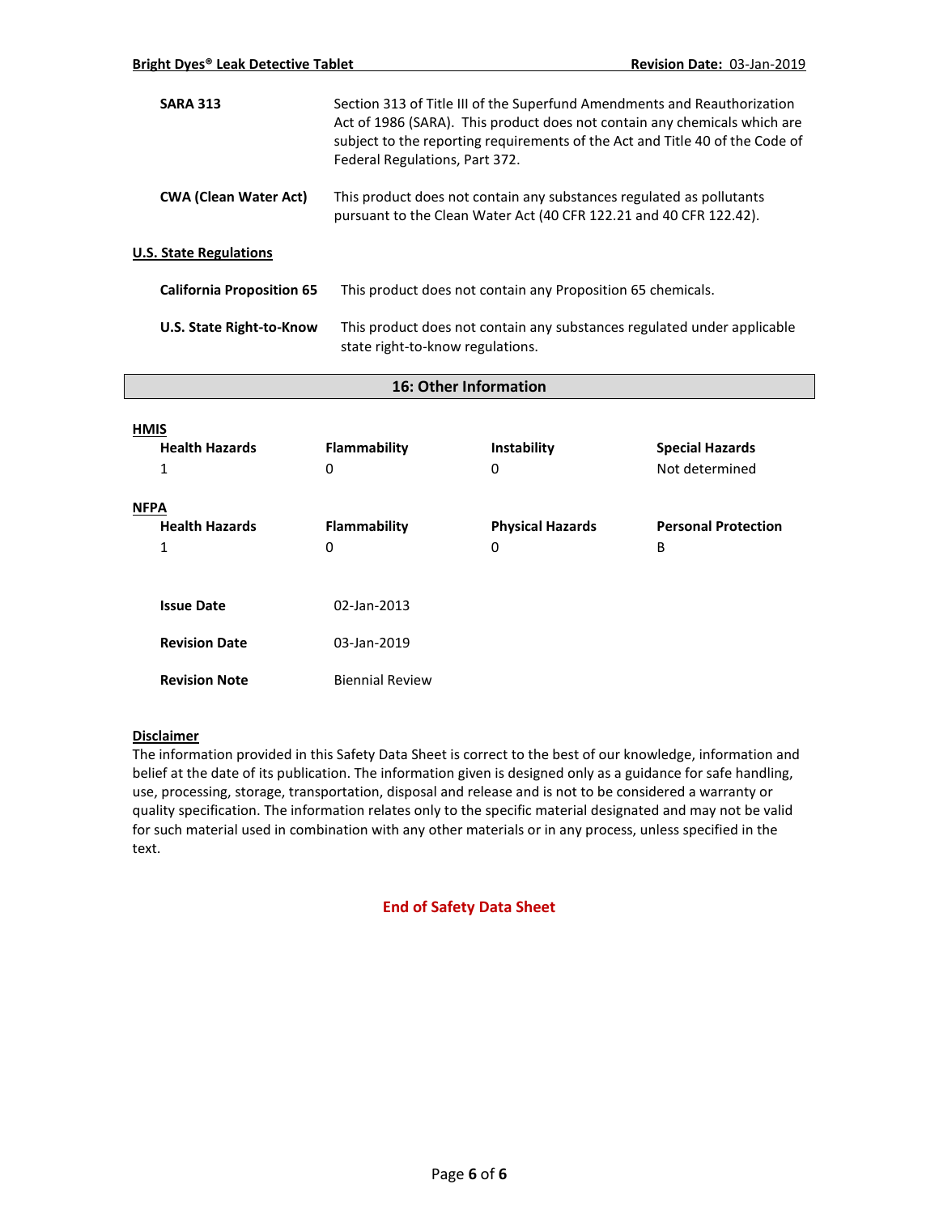| | |
|---|---|
| **SARA 313** | Section 313 of Title III of the Superfund Amendments and Reauthorization Act of 1986 (SARA). This product does not contain any chemicals which are subject to the reporting requirements of the Act and Title 40 of the Code of Federal Regulations, Part 372. |
| **CWA (Clean Water Act)** | This product does not contain any substances regulated as pollutants pursuant to the Clean Water Act (40 CFR 122.21 and 40 CFR 122.42). |

**U.S. State Regulations**

| | |
|---|---|
| **California Proposition 65** | This product does not contain any Proposition 65 chemicals. |
| **U.S. State Right-to-Know** | This product does not contain any substances regulated under applicable state right-to-know regulations. |

## 16: Other Information

**HMIS**

| Health Hazards | Flammability | Instability | Special Hazards |
|---|---|---|---|
| 1 | 0 | 0 | Not determined |

**NFPA**

| Health Hazards | Flammability | Physical Hazards | Personal Protection |
|---|---|---|---|
| 1 | 0 | 0 | B |

| | |
|---|---|
| **Issue Date** | 02-Jan-2013 |
| **Revision Date** | 03-Jan-2019 |
| **Revision Note** | Biennial Review |

**Disclaimer**

The information provided in this Safety Data Sheet is correct to the best of our knowledge, information and belief at the date of its publication. The information given is designed only as a guidance for safe handling, use, processing, storage, transportation, disposal and release and is not to be considered a warranty or quality specification. The information relates only to the specific material designated and may not be valid for such material used in combination with any other materials or in any process, unless specified in the text.

**End of Safety Data Sheet**